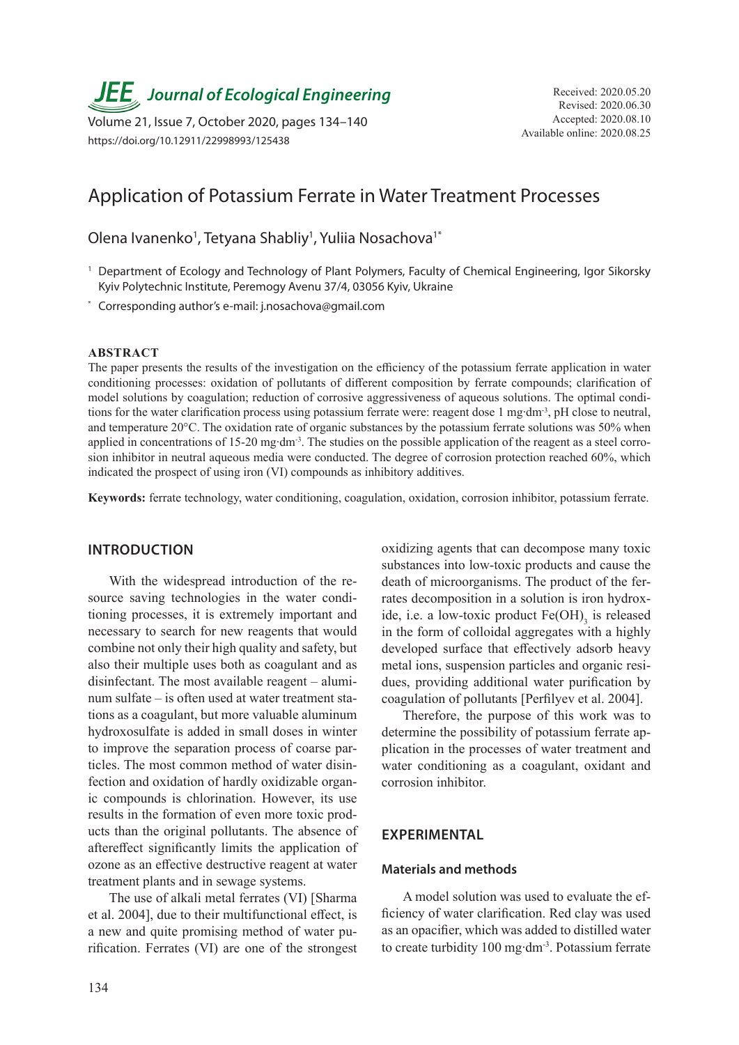# Application of Potassium Ferrate in Water Treatment Processes

Olena Ivanenko[1], Tetyana Shabliy[1], Yuliia Nosachova[1*]

[1] Department of Ecology and Technology of Plant Polymers, Faculty of Chemical Engineering, Igor Sikorsky Kyiv Polytechnic Institute, Peremogy Avenu 37/4, 03056 Kyiv, Ukraine

[*] Corresponding author's e-mail: j.nosachova@gmail.com

Received: 2020.05.20
Revised: 2020.06.30
Accepted: 2020.08.10
Available online: 2020.08.25

https://doi.org/10.12911/22998993/125438

## ABSTRACT

The paper presents the results of the investigation on the efficiency of the potassium ferrate application in water conditioning processes: oxidation of pollutants of different composition by ferrate compounds; clarification of model solutions by coagulation; reduction of corrosive aggressiveness of aqueous solutions. The optimal conditions for the water clarification process using potassium ferrate were: reagent dose 1 mg·dm$^{-3}$, pH close to neutral, and temperature 20°C. The oxidation rate of organic substances by the potassium ferrate solutions was 50% when applied in concentrations of 15-20 mg·dm$^{-3}$. The studies on the possible application of the reagent as a steel corrosion inhibitor in neutral aqueous media were conducted. The degree of corrosion protection reached 60%, which indicated the prospect of using iron (VI) compounds as inhibitory additives.

**Keywords:** ferrate technology, water conditioning, coagulation, oxidation, corrosion inhibitor, potassium ferrate.

## INTRODUCTION

With the widespread introduction of the resource saving technologies in the water conditioning processes, it is extremely important and necessary to search for new reagents that would combine not only their high quality and safety, but also their multiple uses both as coagulant and as disinfectant. The most available reagent – aluminum sulfate – is often used at water treatment stations as a coagulant, but more valuable aluminum hydroxosulfate is added in small doses in winter to improve the separation process of coarse particles. The most common method of water disinfection and oxidation of hardly oxidizable organic compounds is chlorination. However, its use results in the formation of even more toxic products than the original pollutants. The absence of aftereffect significantly limits the application of ozone as an effective destructive reagent at water treatment plants and in sewage systems.

The use of alkali metal ferrates (VI) [Sharma et al. 2004], due to their multifunctional effect, is a new and quite promising method of water purification. Ferrates (VI) are one of the strongest oxidizing agents that can decompose many toxic substances into low-toxic products and cause the death of microorganisms. The product of the ferrates decomposition in a solution is iron hydroxide, i.e. a low-toxic product $Fe(OH)_3$ is released in the form of colloidal aggregates with a highly developed surface that effectively adsorb heavy metal ions, suspension particles and organic residues, providing additional water purification by coagulation of pollutants [Perfilyev et al. 2004].

Therefore, the purpose of this work was to determine the possibility of potassium ferrate application in the processes of water treatment and water conditioning as a coagulant, oxidant and corrosion inhibitor.

## EXPERIMENTAL

### Materials and methods

A model solution was used to evaluate the efficiency of water clarification. Red clay was used as an opacifier, which was added to distilled water to create turbidity 100 mg·dm$^{-3}$. Potassium ferrate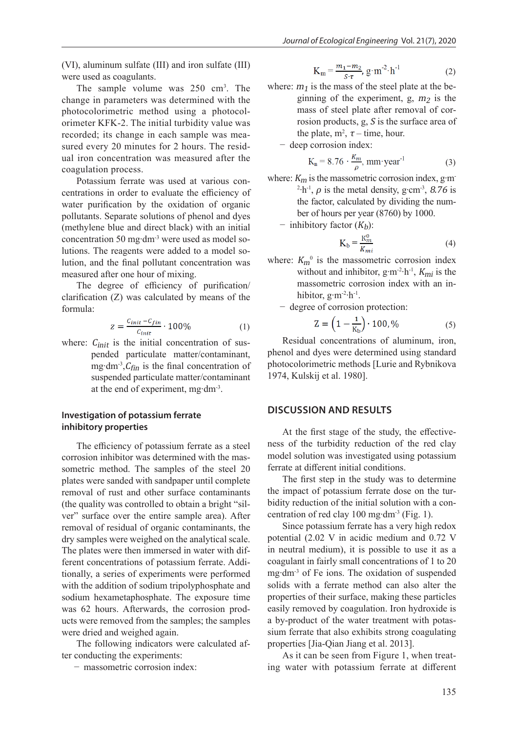(VI), aluminum sulfate (III) and iron sulfate (III) were used as coagulants.

The sample volume was 250 cm$^3$. The change in parameters was determined with the photocolorimetric method using a photocolorimeter KFK-2. The initial turbidity value was recorded; its change in each sample was measured every 20 minutes for 2 hours. The residual iron concentration was measured after the coagulation process.

Potassium ferrate was used at various concentrations in order to evaluate the efficiency of water purification by the oxidation of organic pollutants. Separate solutions of phenol and dyes (methylene blue and direct black) with an initial concentration 50 mg·dm$^{-3}$ were used as model solutions. The reagents were added to a model solution, and the final pollutant concentration was measured after one hour of mixing.

The degree of efficiency of purification/clarification (Z) was calculated by means of the formula:

$$z = \frac{C_{init} - C_{fin}}{C_{init}} \cdot 100\% \qquad (1)$$

where: $C_{init}$ is the initial concentration of suspended particulate matter/contaminant, mg·dm$^{-3}$, $C_{fin}$ is the final concentration of suspended particulate matter/contaminant at the end of experiment, mg·dm$^{-3}$.

### Investigation of potassium ferrate inhibitory properties

The efficiency of potassium ferrate as a steel corrosion inhibitor was determined with the massometric method. The samples of the steel 20 plates were sanded with sandpaper until complete removal of rust and other surface contaminants (the quality was controlled to obtain a bright "silver" surface over the entire sample area). After removal of residual of organic contaminants, the dry samples were weighed on the analytical scale. The plates were then immersed in water with different concentrations of potassium ferrate. Additionally, a series of experiments were performed with the addition of sodium tripolyphosphate and sodium hexametaphosphate. The exposure time was 62 hours. Afterwards, the corrosion products were removed from the samples; the samples were dried and weighed again.

The following indicators were calculated after conducting the experiments:

- massometric corrosion index:

$$K_m = \frac{m_1 - m_2}{S \cdot \tau}, \text{ g·m}^{-2}\text{·h}^{-1} \qquad (2)$$

where: $m_1$ is the mass of the steel plate at the beginning of the experiment, g, $m_2$ is the mass of steel plate after removal of corrosion products, g, $S$ is the surface area of the plate, m$^2$, $\tau$ – time, hour.

- deep corrosion index:

$$K_n = 8.76 \cdot \frac{K_m}{\rho}, \text{ mm·year}^{-1} \qquad (3)$$

where: $K_m$ is the massometric corrosion index, g·m$^{-2}$·h$^{-1}$, $\rho$ is the metal density, g·cm$^{-3}$, $8.76$ is the factor, calculated by dividing the number of hours per year (8760) by 1000.

- inhibitory factor ($K_b$):

$$K_b = \frac{K_m^0}{K_{mi}} \qquad (4)$$

where: $K_m{}^0$ is the massometric corrosion index without and inhibitor, g·m$^{-2}$·h$^{-1}$, $K_{mi}$ is the massometric corrosion index with an inhibitor, g·m$^{-2}$·h$^{-1}$.

- degree of corrosion protection:

$$Z = \left(1 - \frac{1}{K_b}\right) \cdot 100, \% \qquad (5)$$

Residual concentrations of aluminum, iron, phenol and dyes were determined using standard photocolorimetric methods [Lurie and Rybnikova 1974, Kulskij et al. 1980].

## DISCUSSION AND RESULTS

At the first stage of the study, the effectiveness of the turbidity reduction of the red clay model solution was investigated using potassium ferrate at different initial conditions.

The first step in the study was to determine the impact of potassium ferrate dose on the turbidity reduction of the initial solution with a concentration of red clay 100 mg·dm$^{-3}$ (Fig. 1).

Since potassium ferrate has a very high redox potential (2.02 V in acidic medium and 0.72 V in neutral medium), it is possible to use it as a coagulant in fairly small concentrations of 1 to 20 mg·dm$^{-3}$ of Fe ions. The oxidation of suspended solids with a ferrate method can also alter the properties of their surface, making these particles easily removed by coagulation. Iron hydroxide is a by-product of the water treatment with potassium ferrate that also exhibits strong coagulating properties [Jia-Qian Jiang et al. 2013].

As it can be seen from Figure 1, when treating water with potassium ferrate at different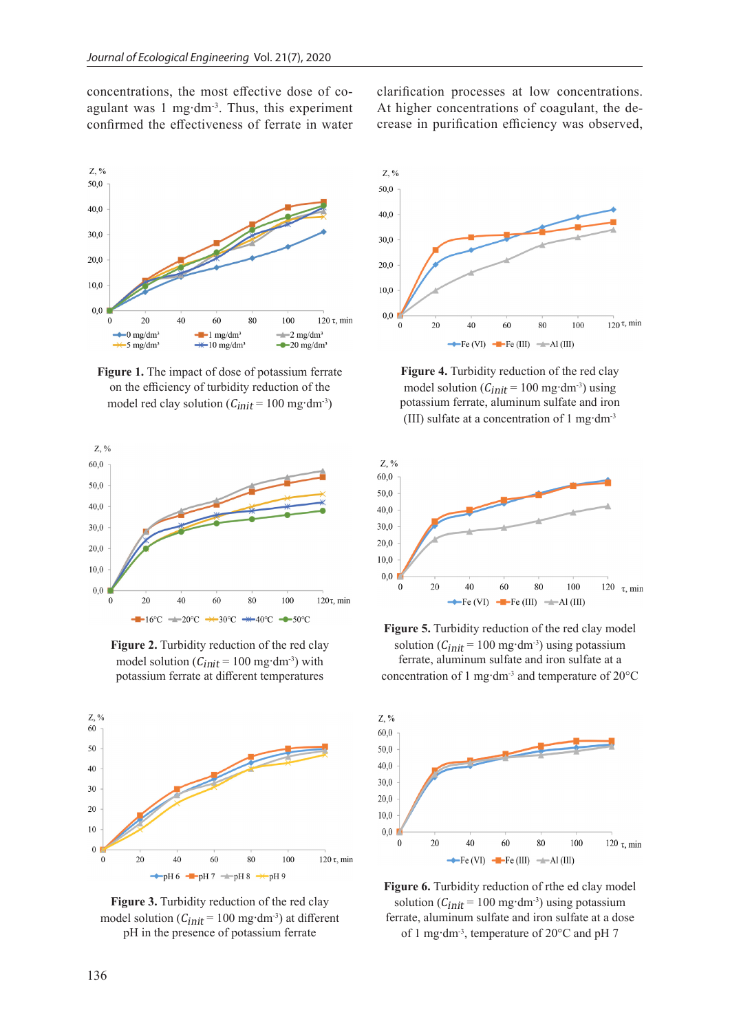concentrations, the most effective dose of coagulant was 1 mg·dm$^{-3}$. Thus, this experiment confirmed the effectiveness of ferrate in water clarification processes at low concentrations. At higher concentrations of coagulant, the decrease in purification efficiency was observed,

**Figure 1.** The impact of dose of potassium ferrate on the efficiency of turbidity reduction of the model red clay solution ($C_{init}$ = 100 mg·dm$^{-3}$)

**Figure 2.** Turbidity reduction of the red clay model solution ($C_{init}$ = 100 mg·dm$^{-3}$) with potassium ferrate at different temperatures

**Figure 3.** Turbidity reduction of the red clay model solution ($C_{init}$ = 100 mg·dm$^{-3}$) at different pH in the presence of potassium ferrate

**Figure 4.** Turbidity reduction of the red clay model solution ($C_{init}$ = 100 mg·dm$^{-3}$) using potassium ferrate, aluminum sulfate and iron (III) sulfate at a concentration of 1 mg·dm$^{-3}$

**Figure 5.** Turbidity reduction of the red clay model solution ($C_{init}$ = 100 mg·dm$^{-3}$) using potassium ferrate, aluminum sulfate and iron sulfate at a concentration of 1 mg·dm$^{-3}$ and temperature of 20°C

**Figure 6.** Turbidity reduction of rthe ed clay model solution ($C_{init}$ = 100 mg·dm$^{-3}$) using potassium ferrate, aluminum sulfate and iron sulfate at a dose of 1 mg·dm$^{-3}$, temperature of 20°C and pH 7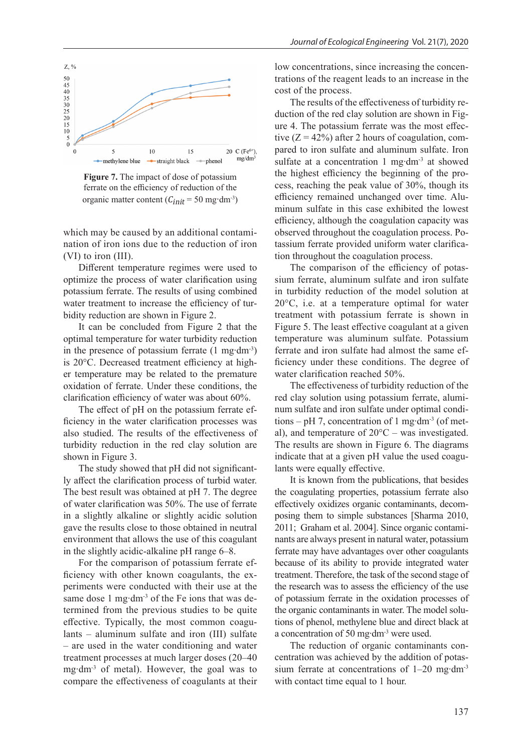Figure 7. The impact of dose of potassium ferrate on the efficiency of reduction of the organic matter content ($C_{init}$ = 50 mg·dm$^{-3}$)

which may be caused by an additional contamination of iron ions due to the reduction of iron (VI) to iron (III).

Different temperature regimes were used to optimize the process of water clarification using potassium ferrate. The results of using combined water treatment to increase the efficiency of turbidity reduction are shown in Figure 2.

It can be concluded from Figure 2 that the optimal temperature for water turbidity reduction in the presence of potassium ferrate (1 mg·dm$^{-3}$) is 20°C. Decreased treatment efficiency at higher temperature may be related to the premature oxidation of ferrate. Under these conditions, the clarification efficiency of water was about 60%.

The effect of pH on the potassium ferrate efficiency in the water clarification processes was also studied. The results of the effectiveness of turbidity reduction in the red clay solution are shown in Figure 3.

The study showed that pH did not significantly affect the clarification process of turbid water. The best result was obtained at pH 7. The degree of water clarification was 50%. The use of ferrate in a slightly alkaline or slightly acidic solution gave the results close to those obtained in neutral environment that allows the use of this coagulant in the slightly acidic-alkaline pH range 6–8.

For the comparison of potassium ferrate efficiency with other known coagulants, the experiments were conducted with their use at the same dose 1 mg·dm$^{-3}$ of the Fe ions that was determined from the previous studies to be quite effective. Typically, the most common coagulants – aluminum sulfate and iron (III) sulfate – are used in the water conditioning and water treatment processes at much larger doses (20–40 mg·dm$^{-3}$ of metal). However, the goal was to compare the effectiveness of coagulants at their low concentrations, since increasing the concentrations of the reagent leads to an increase in the cost of the process.

The results of the effectiveness of turbidity reduction of the red clay solution are shown in Figure 4. The potassium ferrate was the most effective (Z = 42%) after 2 hours of coagulation, compared to iron sulfate and aluminum sulfate. Iron sulfate at a concentration 1 mg·dm$^{-3}$ at showed the highest efficiency the beginning of the process, reaching the peak value of 30%, though its efficiency remained unchanged over time. Aluminum sulfate in this case exhibited the lowest efficiency, although the coagulation capacity was observed throughout the coagulation process. Potassium ferrate provided uniform water clarification throughout the coagulation process.

The comparison of the efficiency of potassium ferrate, aluminum sulfate and iron sulfate in turbidity reduction of the model solution at 20°C, i.e. at a temperature optimal for water treatment with potassium ferrate is shown in Figure 5. The least effective coagulant at a given temperature was aluminum sulfate. Potassium ferrate and iron sulfate had almost the same efficiency under these conditions. The degree of water clarification reached 50%.

The effectiveness of turbidity reduction of the red clay solution using potassium ferrate, aluminum sulfate and iron sulfate under optimal conditions – pH 7, concentration of 1 mg·dm$^{-3}$ (of metal), and temperature of 20°C – was investigated. The results are shown in Figure 6. The diagrams indicate that at a given pH value the used coagulants were equally effective.

It is known from the publications, that besides the coagulating properties, potassium ferrate also effectively oxidizes organic contaminants, decomposing them to simple substances [Sharma 2010, 2011; Graham et al. 2004]. Since organic contaminants are always present in natural water, potassium ferrate may have advantages over other coagulants because of its ability to provide integrated water treatment. Therefore, the task of the second stage of the research was to assess the efficiency of the use of potassium ferrate in the oxidation processes of the organic contaminants in water. The model solutions of phenol, methylene blue and direct black at a concentration of 50 mg·dm$^{-3}$ were used.

The reduction of organic contaminants concentration was achieved by the addition of potassium ferrate at concentrations of 1–20 mg·dm$^{-3}$ with contact time equal to 1 hour.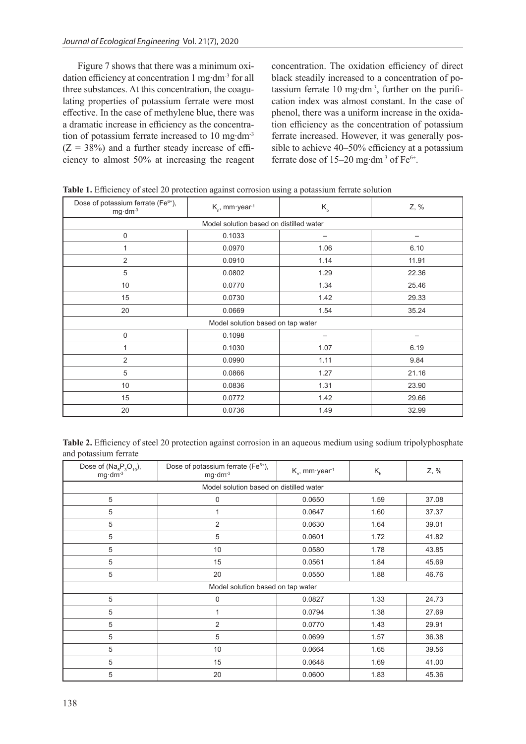Figure 7 shows that there was a minimum oxidation efficiency at concentration 1 mg·dm$^{-3}$ for all three substances. At this concentration, the coagulating properties of potassium ferrate were most effective. In the case of methylene blue, there was a dramatic increase in efficiency as the concentration of potassium ferrate increased to 10 mg·dm$^{-3}$ ($Z = 38\%$) and a further steady increase of efficiency to almost 50% at increasing the reagent concentration. The oxidation efficiency of direct black steadily increased to a concentration of potassium ferrate 10 mg·dm$^{-3}$, further on the purification index was almost constant. In the case of phenol, there was a uniform increase in the oxidation efficiency as the concentration of potassium ferrate increased. However, it was generally possible to achieve 40–50% efficiency at a potassium ferrate dose of 15–20 mg·dm$^{-3}$ of $Fe^{6+}$.

**Table 1.** Efficiency of steel 20 protection against corrosion using a potassium ferrate solution

| Dose of potassium ferrate ($Fe^{6+}$), mg·dm$^{-3}$ | $K_n$, mm·year$^{-1}$ | $K_b$ | Z, % |
|---|---|---|---|
| Model solution based on distilled water | | | |
| 0 | 0.1033 | – | – |
| 1 | 0.0970 | 1.06 | 6.10 |
| 2 | 0.0910 | 1.14 | 11.91 |
| 5 | 0.0802 | 1.29 | 22.36 |
| 10 | 0.0770 | 1.34 | 25.46 |
| 15 | 0.0730 | 1.42 | 29.33 |
| 20 | 0.0669 | 1.54 | 35.24 |
| Model solution based on tap water | | | |
| 0 | 0.1098 | – | – |
| 1 | 0.1030 | 1.07 | 6.19 |
| 2 | 0.0990 | 1.11 | 9.84 |
| 5 | 0.0866 | 1.27 | 21.16 |
| 10 | 0.0836 | 1.31 | 23.90 |
| 15 | 0.0772 | 1.42 | 29.66 |
| 20 | 0.0736 | 1.49 | 32.99 |

**Table 2.** Efficiency of steel 20 protection against corrosion in an aqueous medium using sodium tripolyphosphate and potassium ferrate

| Dose of ($Na_5P_3O_{10}$), mg·dm$^{-3}$ | Dose of potassium ferrate ($Fe^{6+}$), mg·dm$^{-3}$ | $K_n$, mm·year$^{-1}$ | $K_b$ | Z, % |
|---|---|---|---|---|
| Model solution based on distilled water | | | | |
| 5 | 0 | 0.0650 | 1.59 | 37.08 |
| 5 | 1 | 0.0647 | 1.60 | 37.37 |
| 5 | 2 | 0.0630 | 1.64 | 39.01 |
| 5 | 5 | 0.0601 | 1.72 | 41.82 |
| 5 | 10 | 0.0580 | 1.78 | 43.85 |
| 5 | 15 | 0.0561 | 1.84 | 45.69 |
| 5 | 20 | 0.0550 | 1.88 | 46.76 |
| Model solution based on tap water | | | | |
| 5 | 0 | 0.0827 | 1.33 | 24.73 |
| 5 | 1 | 0.0794 | 1.38 | 27.69 |
| 5 | 2 | 0.0770 | 1.43 | 29.91 |
| 5 | 5 | 0.0699 | 1.57 | 36.38 |
| 5 | 10 | 0.0664 | 1.65 | 39.56 |
| 5 | 15 | 0.0648 | 1.69 | 41.00 |
| 5 | 20 | 0.0600 | 1.83 | 45.36 |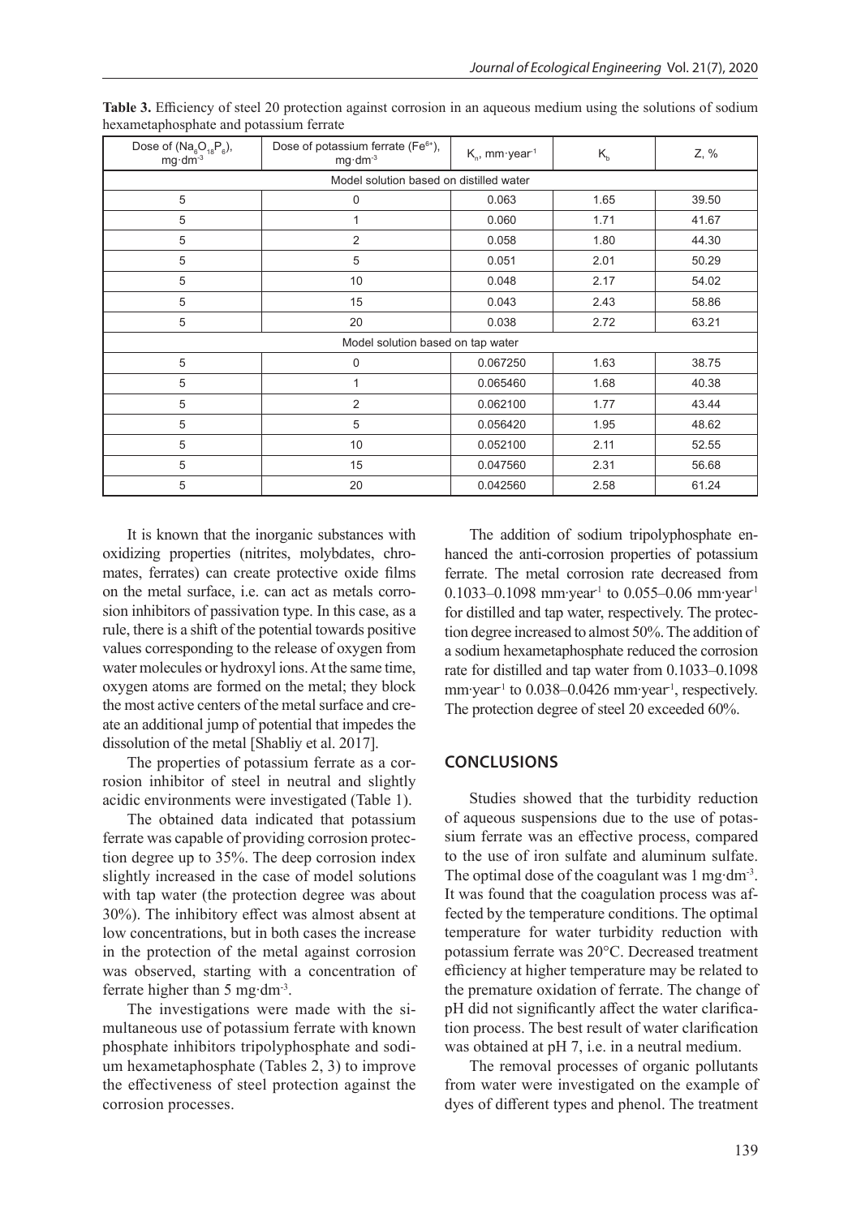**Table 3.** Efficiency of steel 20 protection against corrosion in an aqueous medium using the solutions of sodium hexametaphosphate and potassium ferrate

| Dose of ($Na_6O_{18}P_6$), $mg \cdot dm^{-3}$ | Dose of potassium ferrate ($Fe^{6+}$), $mg \cdot dm^{-3}$ | $K_n$, $mm \cdot year^{-1}$ | $K_b$ | Z, % |
|---|---|---|---|---|
| Model solution based on distilled water | | | | |
| 5 | 0 | 0.063 | 1.65 | 39.50 |
| 5 | 1 | 0.060 | 1.71 | 41.67 |
| 5 | 2 | 0.058 | 1.80 | 44.30 |
| 5 | 5 | 0.051 | 2.01 | 50.29 |
| 5 | 10 | 0.048 | 2.17 | 54.02 |
| 5 | 15 | 0.043 | 2.43 | 58.86 |
| 5 | 20 | 0.038 | 2.72 | 63.21 |
| Model solution based on tap water | | | | |
| 5 | 0 | 0.067250 | 1.63 | 38.75 |
| 5 | 1 | 0.065460 | 1.68 | 40.38 |
| 5 | 2 | 0.062100 | 1.77 | 43.44 |
| 5 | 5 | 0.056420 | 1.95 | 48.62 |
| 5 | 10 | 0.052100 | 2.11 | 52.55 |
| 5 | 15 | 0.047560 | 2.31 | 56.68 |
| 5 | 20 | 0.042560 | 2.58 | 61.24 |

It is known that the inorganic substances with oxidizing properties (nitrites, molybdates, chromates, ferrates) can create protective oxide films on the metal surface, i.e. can act as metals corrosion inhibitors of passivation type. In this case, as a rule, there is a shift of the potential towards positive values corresponding to the release of oxygen from water molecules or hydroxyl ions. At the same time, oxygen atoms are formed on the metal; they block the most active centers of the metal surface and create an additional jump of potential that impedes the dissolution of the metal [Shabliy et al. 2017].

The properties of potassium ferrate as a corrosion inhibitor of steel in neutral and slightly acidic environments were investigated (Table 1).

The obtained data indicated that potassium ferrate was capable of providing corrosion protection degree up to 35%. The deep corrosion index slightly increased in the case of model solutions with tap water (the protection degree was about 30%). The inhibitory effect was almost absent at low concentrations, but in both cases the increase in the protection of the metal against corrosion was observed, starting with a concentration of ferrate higher than 5 $mg \cdot dm^{-3}$.

The investigations were made with the simultaneous use of potassium ferrate with known phosphate inhibitors tripolyphosphate and sodium hexametaphosphate (Tables 2, 3) to improve the effectiveness of steel protection against the corrosion processes.

The addition of sodium tripolyphosphate enhanced the anti-corrosion properties of potassium ferrate. The metal corrosion rate decreased from 0.1033–0.1098 $mm \cdot year^{-1}$ to 0.055–0.06 $mm \cdot year^{-1}$ for distilled and tap water, respectively. The protection degree increased to almost 50%. The addition of a sodium hexametaphosphate reduced the corrosion rate for distilled and tap water from 0.1033–0.1098 $mm \cdot year^{-1}$ to 0.038–0.0426 $mm \cdot year^{-1}$, respectively. The protection degree of steel 20 exceeded 60%.

## CONCLUSIONS

Studies showed that the turbidity reduction of aqueous suspensions due to the use of potassium ferrate was an effective process, compared to the use of iron sulfate and aluminum sulfate. The optimal dose of the coagulant was 1 $mg \cdot dm^{-3}$. It was found that the coagulation process was affected by the temperature conditions. The optimal temperature for water turbidity reduction with potassium ferrate was 20°C. Decreased treatment efficiency at higher temperature may be related to the premature oxidation of ferrate. The change of pH did not significantly affect the water clarification process. The best result of water clarification was obtained at pH 7, i.e. in a neutral medium.

The removal processes of organic pollutants from water were investigated on the example of dyes of different types and phenol. The treatment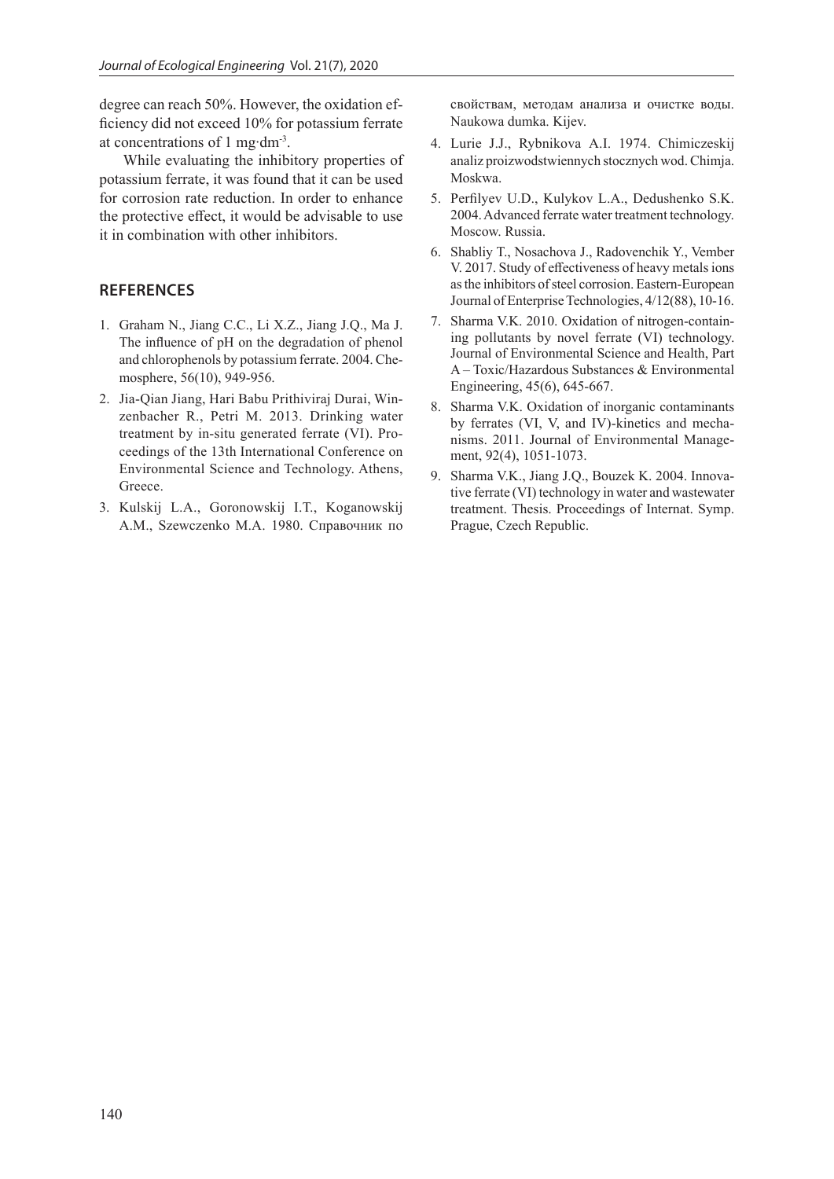degree can reach 50%. However, the oxidation efficiency did not exceed 10% for potassium ferrate at concentrations of 1 mg·dm$^{-3}$.

While evaluating the inhibitory properties of potassium ferrate, it was found that it can be used for corrosion rate reduction. In order to enhance the protective effect, it would be advisable to use it in combination with other inhibitors.

## REFERENCES

1. Graham N., Jiang C.C., Li X.Z., Jiang J.Q., Ma J. The influence of pH on the degradation of phenol and chlorophenols by potassium ferrate. 2004. Chemosphere, 56(10), 949-956.
2. Jia-Qian Jiang, Hari Babu Prithiviraj Durai, Winzenbacher R., Petri M. 2013. Drinking water treatment by in-situ generated ferrate (VI). Proceedings of the 13th International Conference on Environmental Science and Technology. Athens, Greece.
3. Kulskij L.A., Goronowskij I.T., Koganowskij A.M., Szewczenko M.A. 1980. Справочник по свойствам, методам анализа и очистке воды. Naukowa dumka. Kijev.
4. Lurie J.J., Rybnikova A.I. 1974. Chimiczeskij analiz proizwodstwiennych stocznych wod. Chimja. Moskwa.
5. Perfilyev U.D., Kulykov L.A., Dedushenko S.K. 2004. Advanced ferrate water treatment technology. Moscow. Russia.
6. Shabliy T., Nosachova J., Radovenchik Y., Vember V. 2017. Study of effectiveness of heavy metals ions as the inhibitors of steel corrosion. Eastern-European Journal of Enterprise Technologies, 4/12(88), 10-16.
7. Sharma V.K. 2010. Oxidation of nitrogen-containing pollutants by novel ferrate (VI) technology. Journal of Environmental Science and Health, Part A – Toxic/Hazardous Substances & Environmental Engineering, 45(6), 645-667.
8. Sharma V.K. Oxidation of inorganic contaminants by ferrates (VI, V, and IV)-kinetics and mechanisms. 2011. Journal of Environmental Management, 92(4), 1051-1073.
9. Sharma V.K., Jiang J.Q., Bouzek K. 2004. Innovative ferrate (VI) technology in water and wastewater treatment. Thesis. Proceedings of Internat. Symp. Prague, Czech Republic.